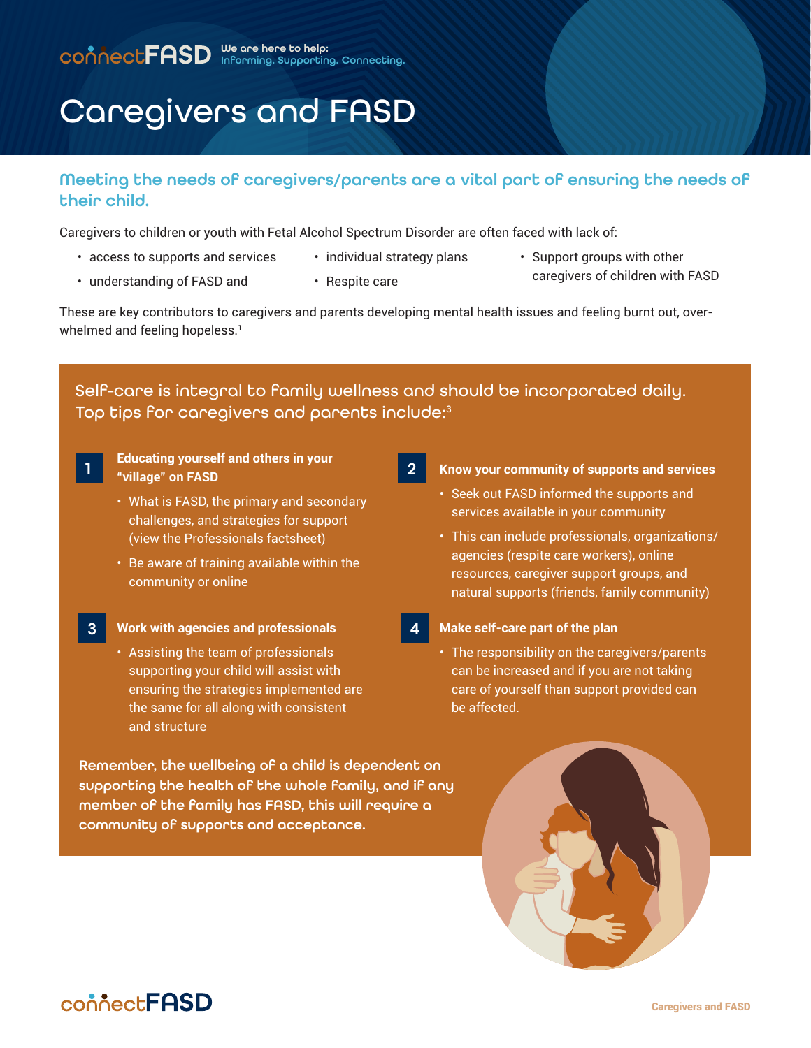connectFASD We are here to help: Informing. Supporting. Connecting.

# Caregivers and FASD

## Meeting the needs of caregivers/parents are a vital part of ensuring the needs of their child.

Caregivers to children or youth with Fetal Alcohol Spectrum Disorder are often faced with lack of:

- access to supports and services
- understanding of FASD and
- individual strategy plans
- Respite care
- Support groups with other caregivers of children with FASD

These are key contributors to caregivers and parents developing mental health issues and feeling burnt out, over-whelmed and feeling hopeless.[1]

## Self-care is integral to family wellness and should be incorporated daily. Top tips for caregivers and parents include:[3]

### 1 Educating yourself and others in your "village" on FASD

- What is FASD, the primary and secondary challenges, and strategies for support (view the Professionals factsheet)
- Be aware of training available within the community or online

### 2 Know your community of supports and services

- Seek out FASD informed the supports and services available in your community
- This can include professionals, organizations/ agencies (respite care workers), online resources, caregiver support groups, and natural supports (friends, family community)

### 3 Work with agencies and professionals

- Assisting the team of professionals supporting your child will assist with ensuring the strategies implemented are the same for all along with consistent and structure

### 4 Make self-care part of the plan

- The responsibility on the caregivers/parents can be increased and if you are not taking care of yourself than support provided can be affected.

**Remember, the wellbeing of a child is dependent on supporting the health of the whole family, and if any member of the family has FASD, this will require a community of supports and acceptance.**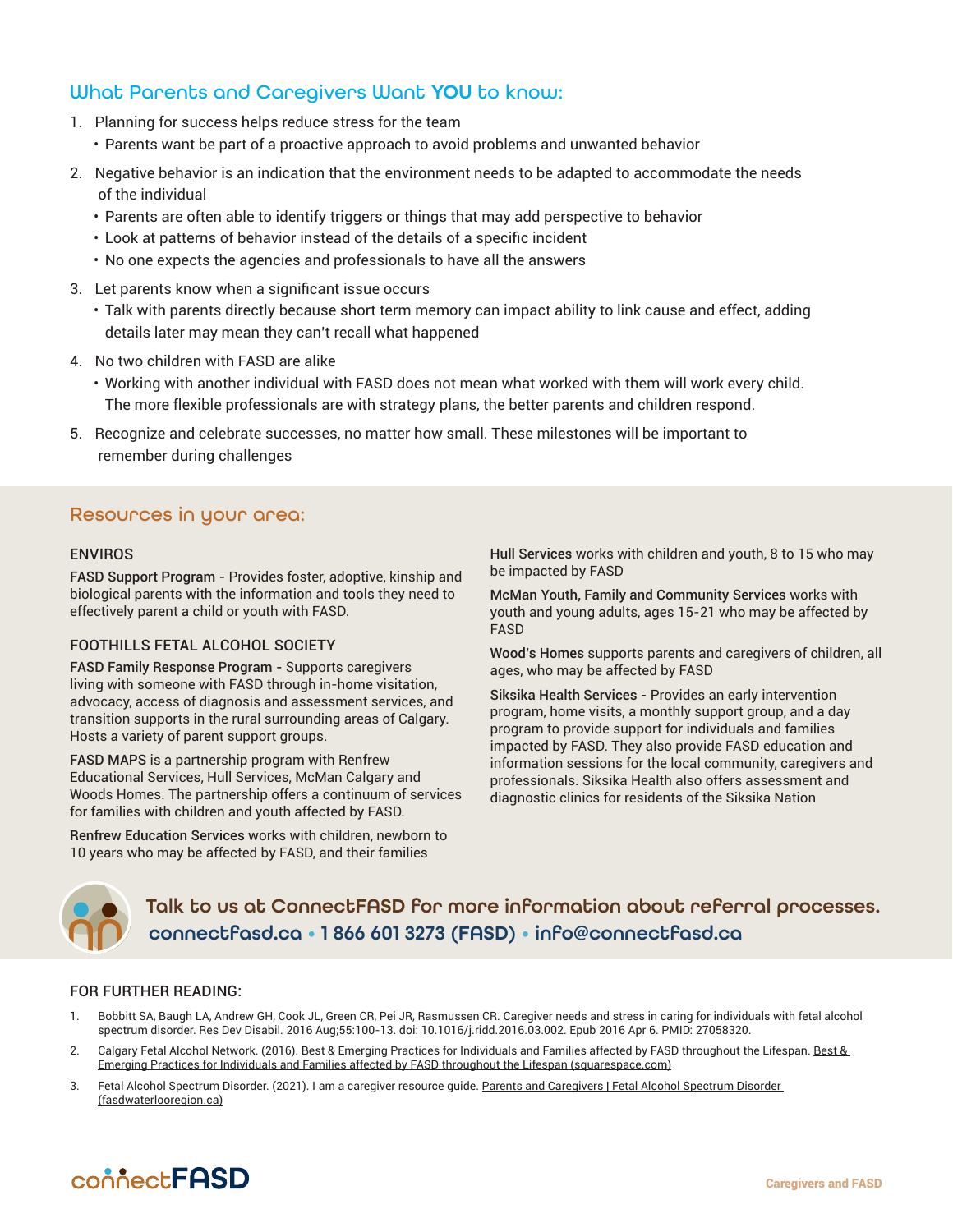## What Parents and Caregivers Want **YOU** to know:

1. Planning for success helps reduce stress for the team
   - Parents want be part of a proactive approach to avoid problems and unwanted behavior
2. Negative behavior is an indication that the environment needs to be adapted to accommodate the needs of the individual
   - Parents are often able to identify triggers or things that may add perspective to behavior
   - Look at patterns of behavior instead of the details of a specific incident
   - No one expects the agencies and professionals to have all the answers
3. Let parents know when a significant issue occurs
   - Talk with parents directly because short term memory can impact ability to link cause and effect, adding details later may mean they can't recall what happened
4. No two children with FASD are alike
   - Working with another individual with FASD does not mean what worked with them will work every child. The more flexible professionals are with strategy plans, the better parents and children respond.
5. Recognize and celebrate successes, no matter how small. These milestones will be important to remember during challenges

## Resources in your area:

### ENVIROS

**FASD Support Program** - Provides foster, adoptive, kinship and biological parents with the information and tools they need to effectively parent a child or youth with FASD.

### FOOTHILLS FETAL ALCOHOL SOCIETY

**FASD Family Response Program** - Supports caregivers living with someone with FASD through in-home visitation, advocacy, access of diagnosis and assessment services, and transition supports in the rural surrounding areas of Calgary. Hosts a variety of parent support groups.

**FASD MAPS** is a partnership program with Renfrew Educational Services, Hull Services, McMan Calgary and Woods Homes. The partnership offers a continuum of services for families with children and youth affected by FASD.

**Renfrew Education Services** works with children, newborn to 10 years who may be affected by FASD, and their families

**Hull Services** works with children and youth, 8 to 15 who may be impacted by FASD

**McMan Youth, Family and Community Services** works with youth and young adults, ages 15-21 who may be affected by FASD

**Wood's Homes** supports parents and caregivers of children, all ages, who may be affected by FASD

**Siksika Health Services** - Provides an early intervention program, home visits, a monthly support group, and a day program to provide support for individuals and families impacted by FASD. They also provide FASD education and information sessions for the local community, caregivers and professionals. Siksika Health also offers assessment and diagnostic clinics for residents of the Siksika Nation

**Talk to us at ConnectFASD for more information about referral processes.**

**connectfasd.ca • 1 866 601 3273 (FASD) • info@connectfasd.ca**

### FOR FURTHER READING:

1. Bobbitt SA, Baugh LA, Andrew GH, Cook JL, Green CR, Pei JR, Rasmussen CR. Caregiver needs and stress in caring for individuals with fetal alcohol spectrum disorder. Res Dev Disabil. 2016 Aug;55:100-13. doi: 10.1016/j.ridd.2016.03.002. Epub 2016 Apr 6. PMID: 27058320.
2. Calgary Fetal Alcohol Network. (2016). Best & Emerging Practices for Individuals and Families affected by FASD throughout the Lifespan. Best & Emerging Practices for Individuals and Families affected by FASD throughout the Lifespan (squarespace.com)
3. Fetal Alcohol Spectrum Disorder. (2021). I am a caregiver resource guide. Parents and Caregivers | Fetal Alcohol Spectrum Disorder (fasdwaterlooregion.ca)

connectFASD